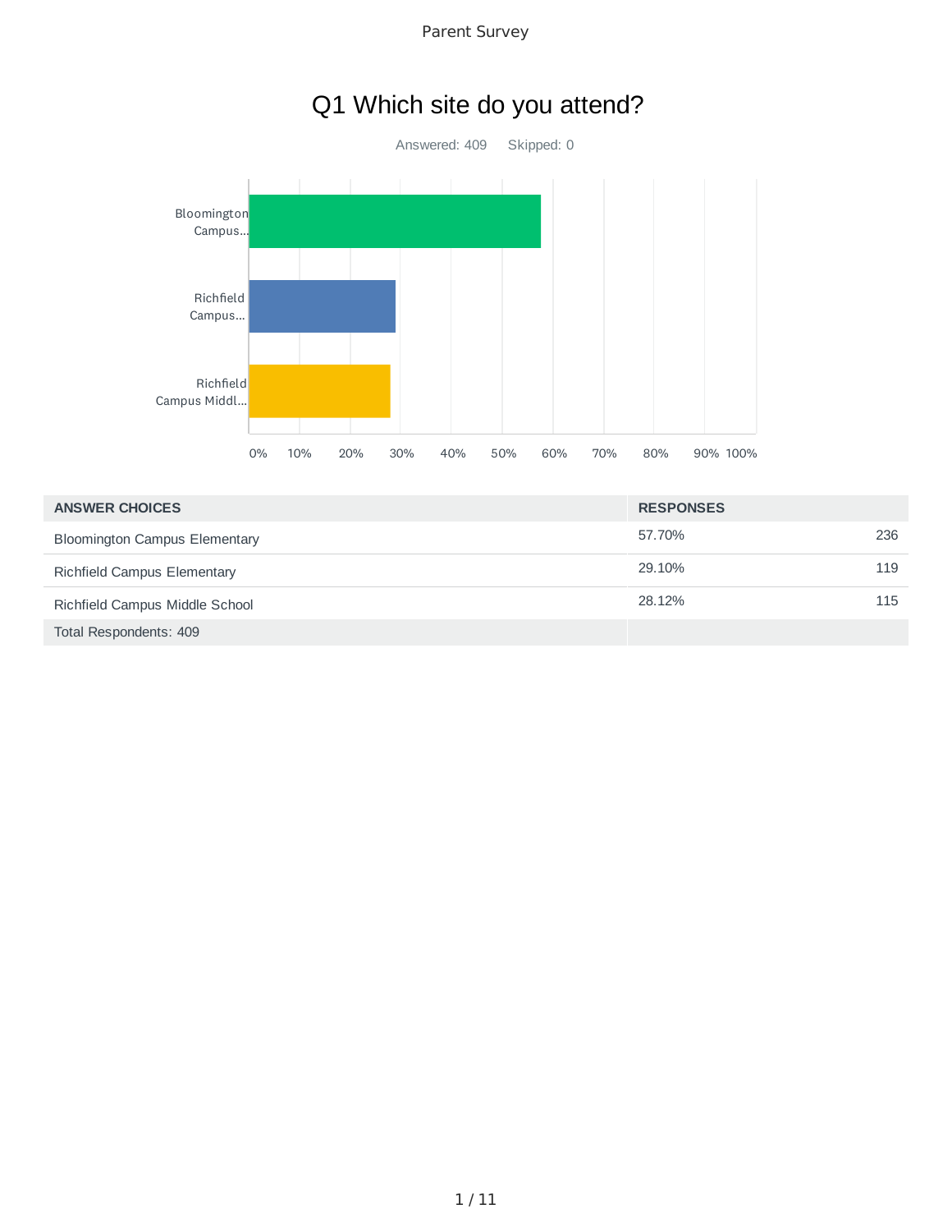# Q1 Which site do you attend?

Answered: 409 Skipped: 0

| ANSWER CHOICES | RESPONSES | |
|---|---|---|
| Bloomington Campus Elementary | 57.70% | 236 |
| Richfield Campus Elementary | 29.10% | 119 |
| Richfield Campus Middle School | 28.12% | 115 |
| Total Respondents: 409 | | |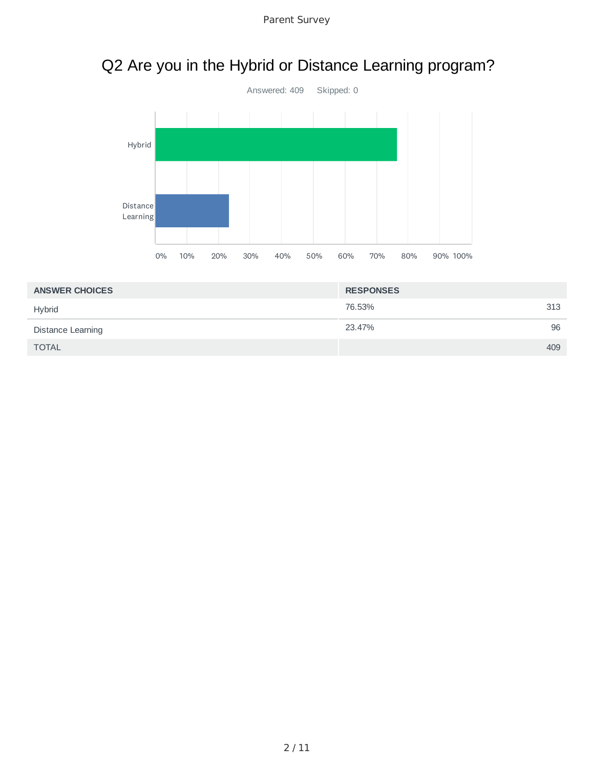# Q2 Are you in the Hybrid or Distance Learning program?

Answered: 409 Skipped: 0

| ANSWER CHOICES | RESPONSES | |
|---|---|---|
| Hybrid | 76.53% | 313 |
| Distance Learning | 23.47% | 96 |
| TOTAL | | 409 |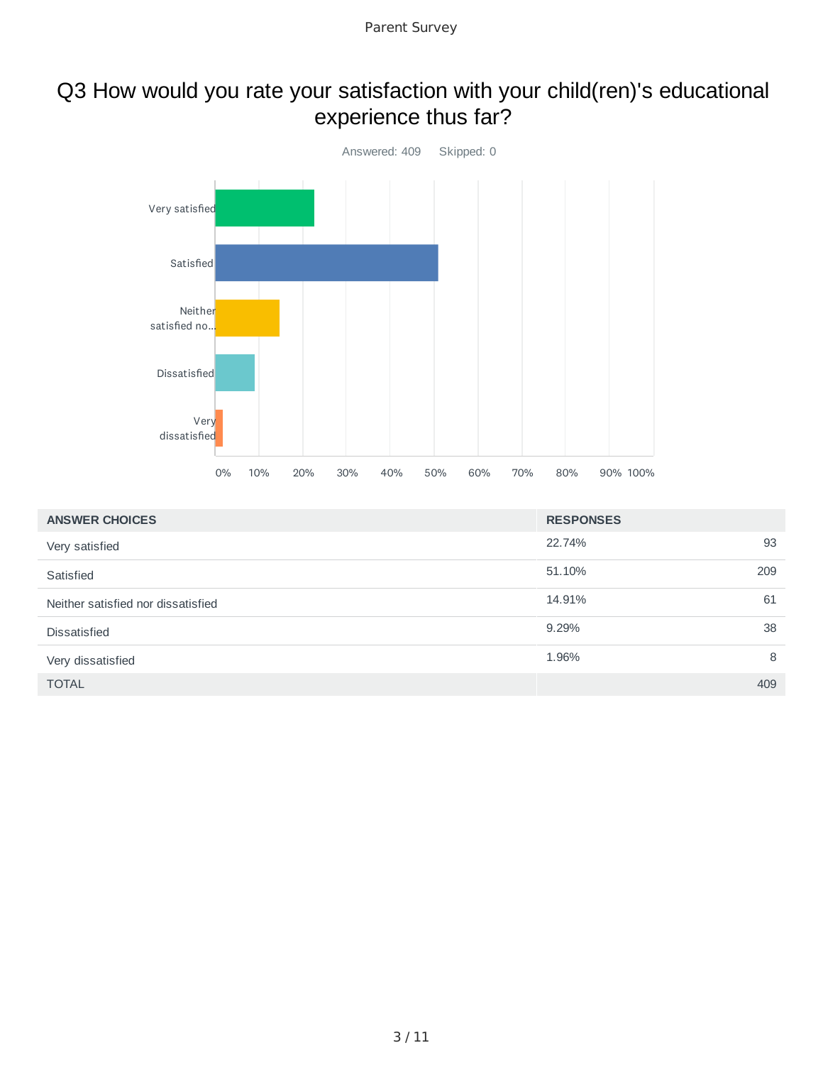# Q3 How would you rate your satisfaction with your child(ren)'s educational experience thus far?

Answered: 409  Skipped: 0

| ANSWER CHOICES | RESPONSES | |
|---|---|---|
| Very satisfied | 22.74% | 93 |
| Satisfied | 51.10% | 209 |
| Neither satisfied nor dissatisfied | 14.91% | 61 |
| Dissatisfied | 9.29% | 38 |
| Very dissatisfied | 1.96% | 8 |
| TOTAL | | 409 |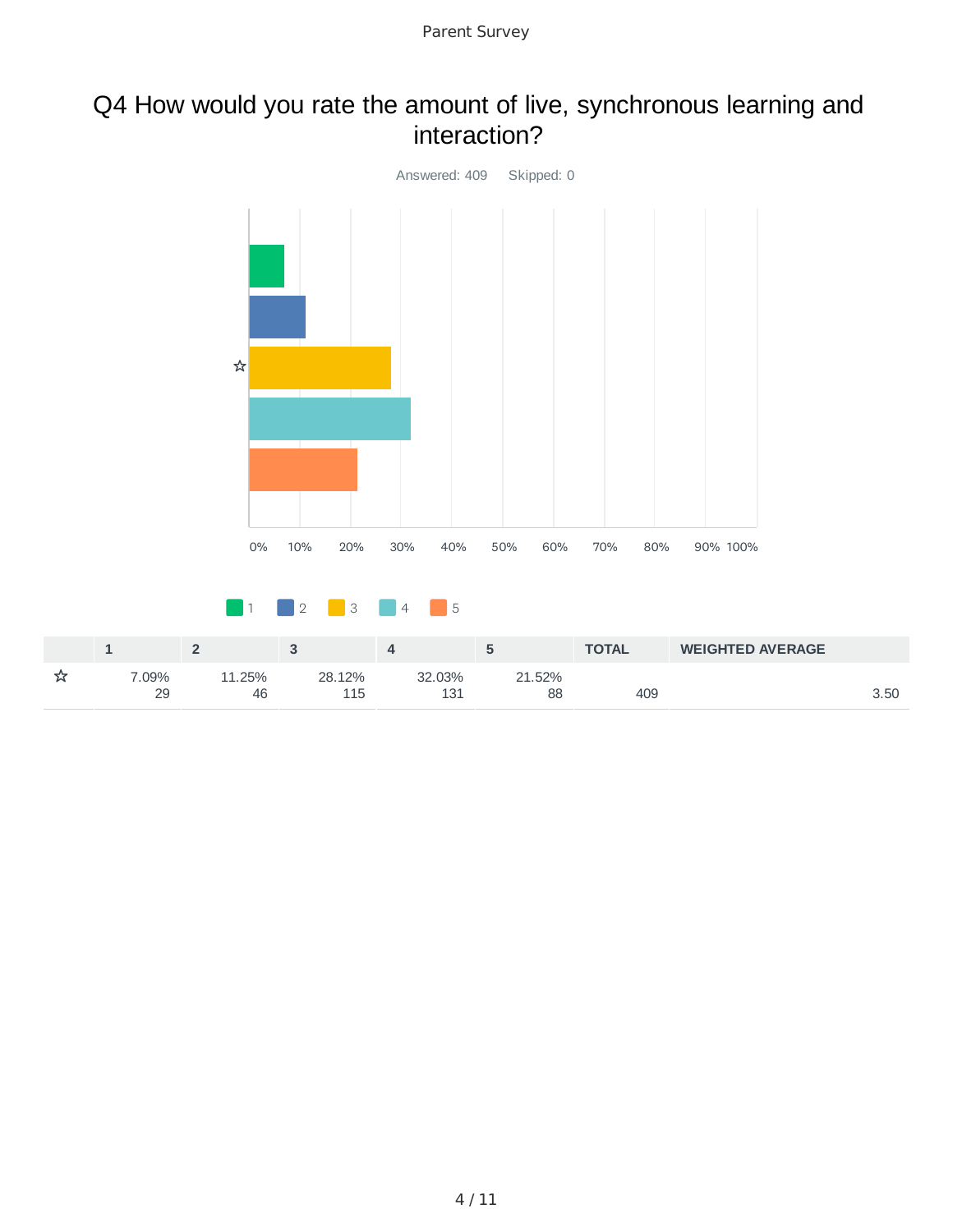# Q4 How would you rate the amount of live, synchronous learning and interaction?

Answered: 409    Skipped: 0

|   | 1 | 2 | 3 | 4 | 5 | TOTAL | WEIGHTED AVERAGE |
|---|---|---|---|---|---|---|---|
| ☆ | 7.09%<br>29 | 11.25%<br>46 | 28.12%<br>115 | 32.03%<br>131 | 21.52%<br>88 | 409 | 3.50 |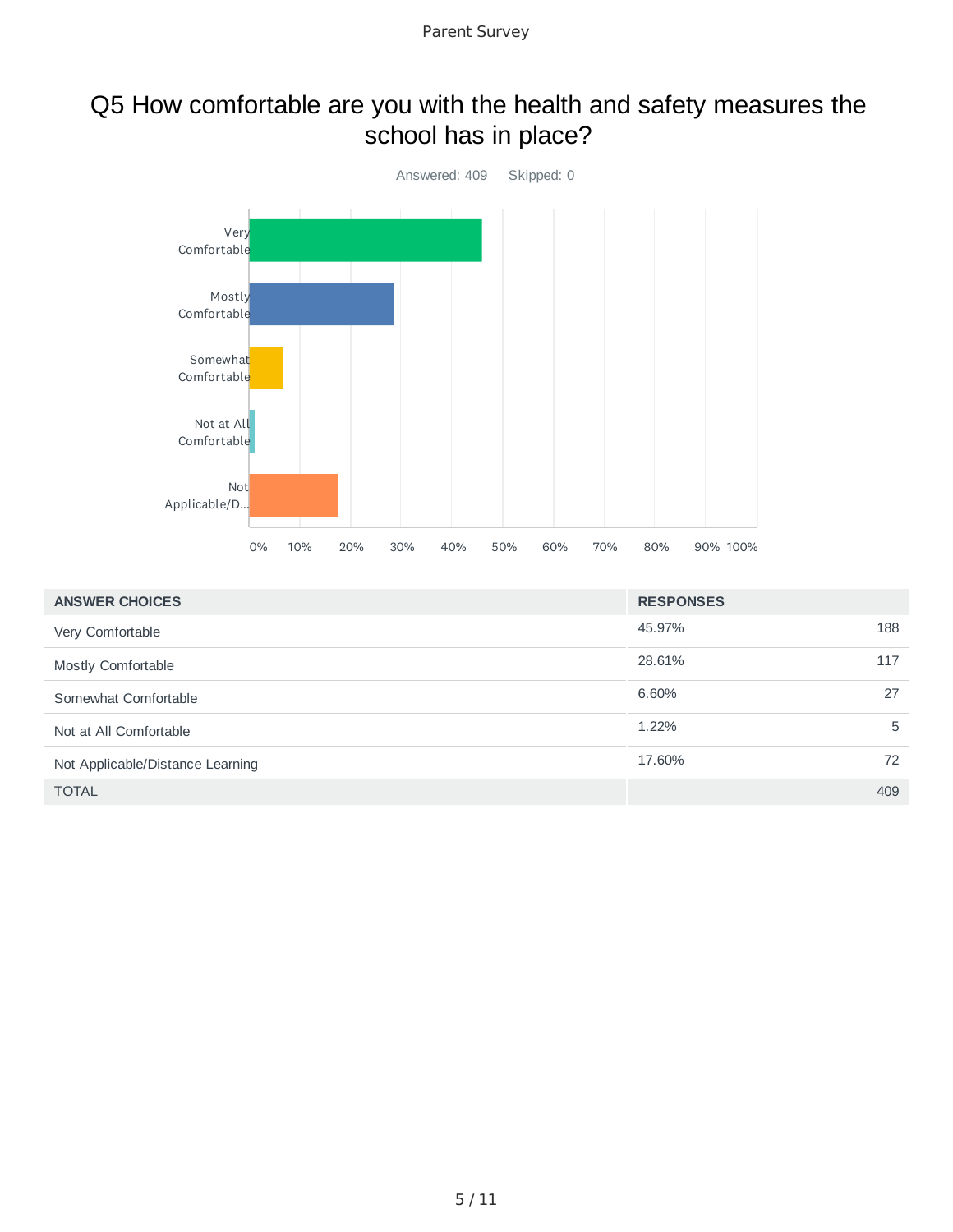# Q5 How comfortable are you with the health and safety measures the school has in place?

Answered: 409 Skipped: 0

| ANSWER CHOICES | RESPONSES | |
|---|---|---|
| Very Comfortable | 45.97% | 188 |
| Mostly Comfortable | 28.61% | 117 |
| Somewhat Comfortable | 6.60% | 27 |
| Not at All Comfortable | 1.22% | 5 |
| Not Applicable/Distance Learning | 17.60% | 72 |
| TOTAL | | 409 |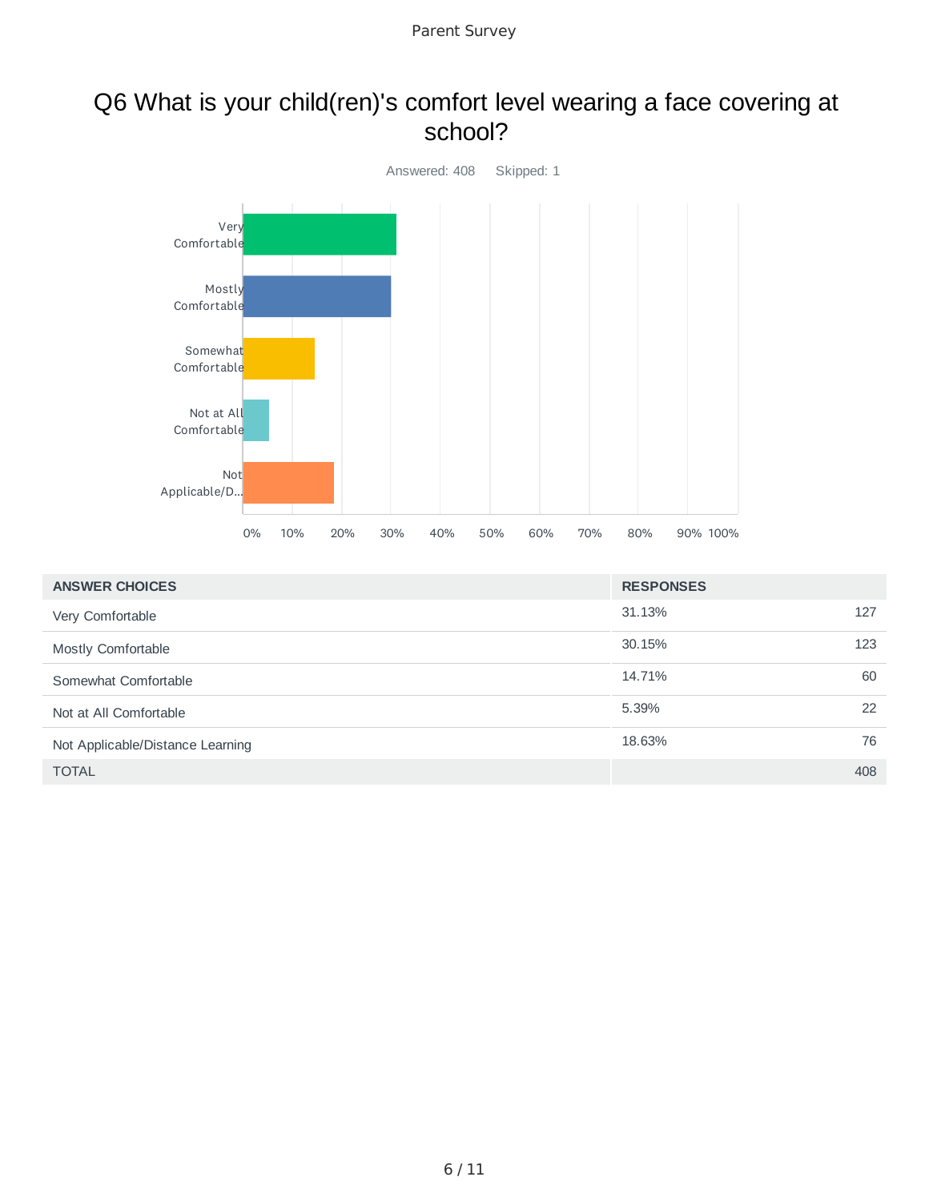# Q6 What is your child(ren)'s comfort level wearing a face covering at school?

Answered: 408 Skipped: 1

| ANSWER CHOICES | RESPONSES | |
|---|---|---|
| Very Comfortable | 31.13% | 127 |
| Mostly Comfortable | 30.15% | 123 |
| Somewhat Comfortable | 14.71% | 60 |
| Not at All Comfortable | 5.39% | 22 |
| Not Applicable/Distance Learning | 18.63% | 76 |
| TOTAL | | 408 |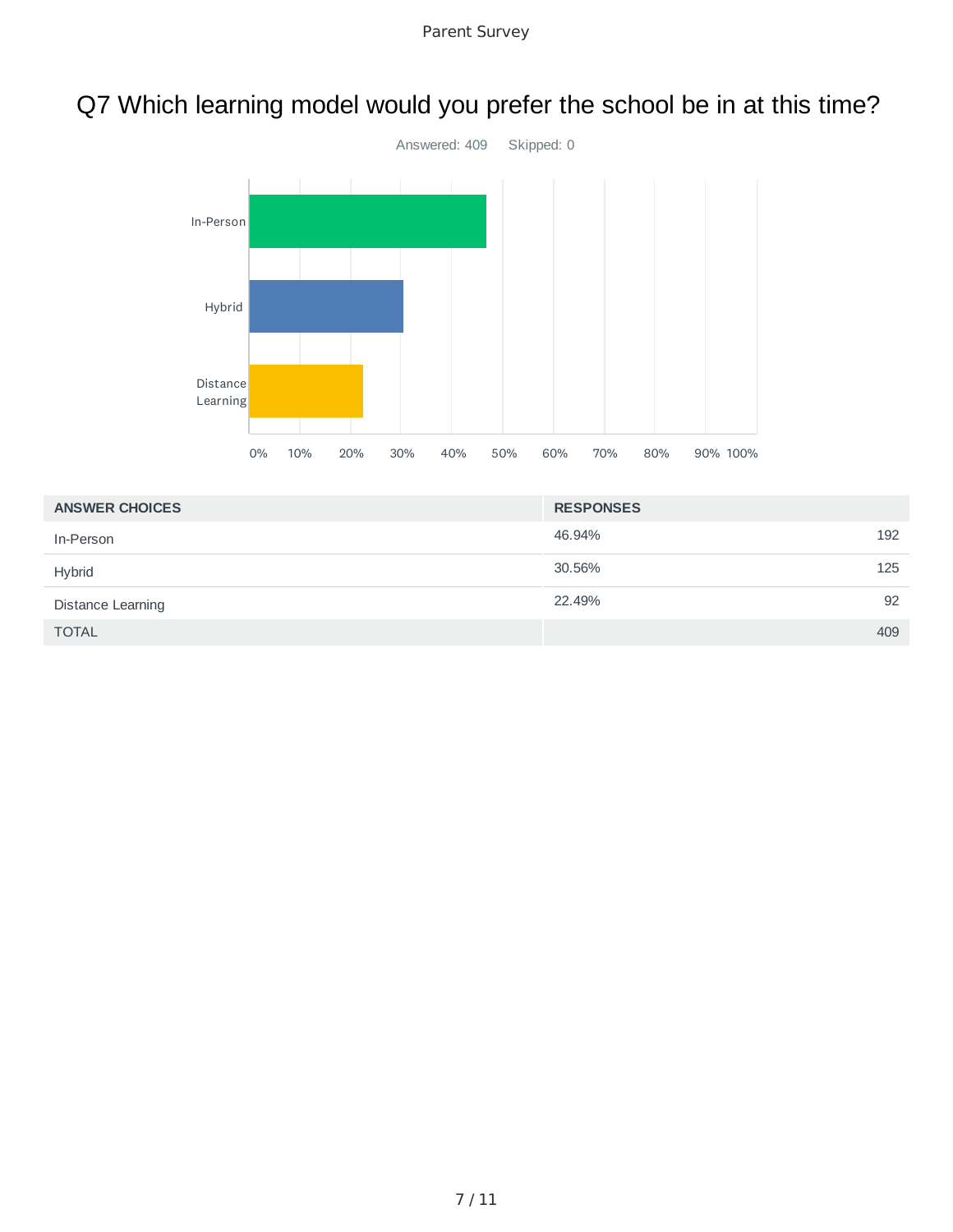# Q7 Which learning model would you prefer the school be in at this time?

Answered: 409 Skipped: 0

| ANSWER CHOICES | RESPONSES | |
|---|---|---|
| In-Person | 46.94% | 192 |
| Hybrid | 30.56% | 125 |
| Distance Learning | 22.49% | 92 |
| TOTAL | | 409 |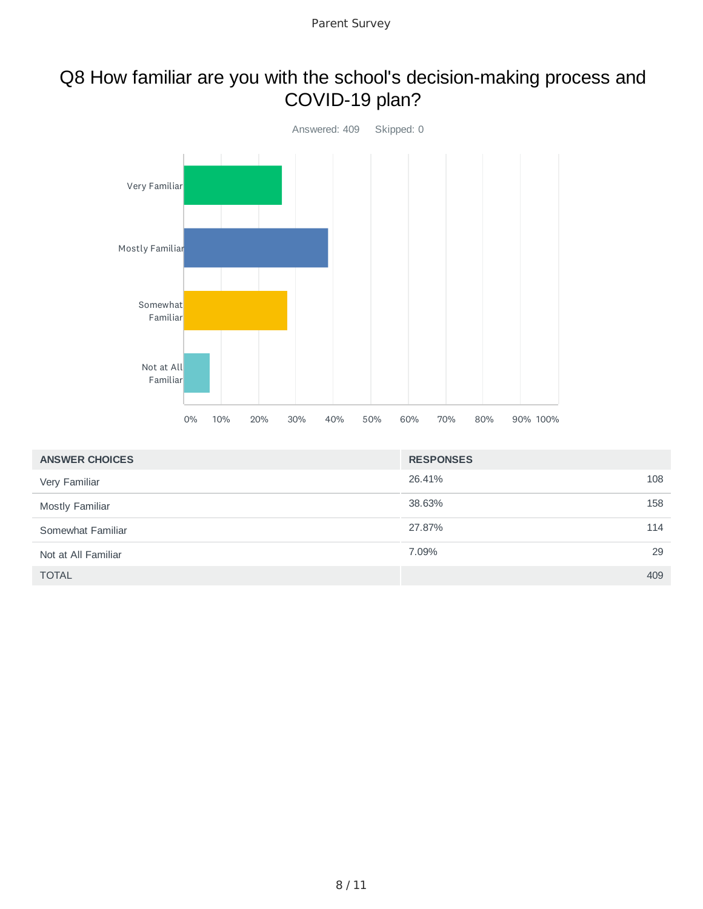# Q8 How familiar are you with the school's decision-making process and COVID-19 plan?

Answered: 409 Skipped: 0

| ANSWER CHOICES | RESPONSES | |
| --- | --- | --- |
| Very Familiar | 26.41% | 108 |
| Mostly Familiar | 38.63% | 158 |
| Somewhat Familiar | 27.87% | 114 |
| Not at All Familiar | 7.09% | 29 |
| TOTAL | | 409 |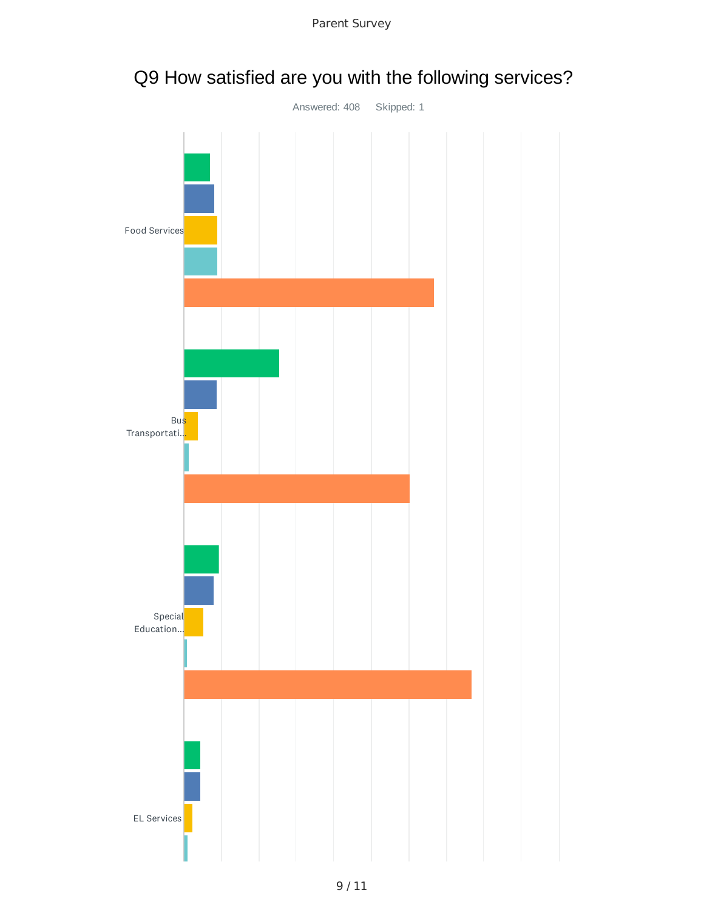# Q9 How satisfied are you with the following services?

Answered: 408  Skipped: 1

Food Services

Bus Transportati...

Special Education...

EL Services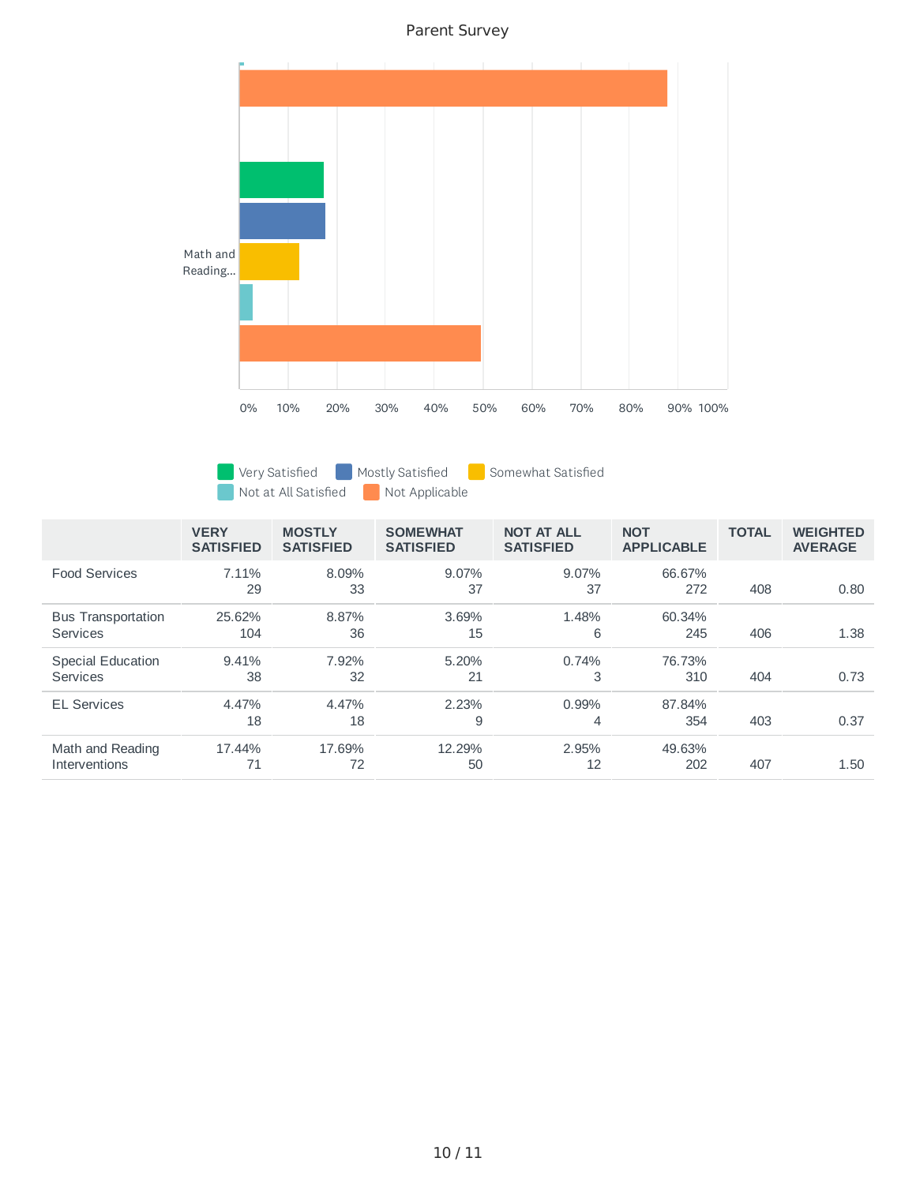Parent Survey

Math and Reading...

Very Satisfied | Mostly Satisfied | Somewhat Satisfied | Not at All Satisfied | Not Applicable

| | VERY SATISFIED | MOSTLY SATISFIED | SOMEWHAT SATISFIED | NOT AT ALL SATISFIED | NOT APPLICABLE | TOTAL | WEIGHTED AVERAGE |
|---|---|---|---|---|---|---|---|
| Food Services | 7.11% 29 | 8.09% 33 | 9.07% 37 | 9.07% 37 | 66.67% 272 | 408 | 0.80 |
| Bus Transportation Services | 25.62% 104 | 8.87% 36 | 3.69% 15 | 1.48% 6 | 60.34% 245 | 406 | 1.38 |
| Special Education Services | 9.41% 38 | 7.92% 32 | 5.20% 21 | 0.74% 3 | 76.73% 310 | 404 | 0.73 |
| EL Services | 4.47% 18 | 4.47% 18 | 2.23% 9 | 0.99% 4 | 87.84% 354 | 403 | 0.37 |
| Math and Reading Interventions | 17.44% 71 | 17.69% 72 | 12.29% 50 | 2.95% 12 | 49.63% 202 | 407 | 1.50 |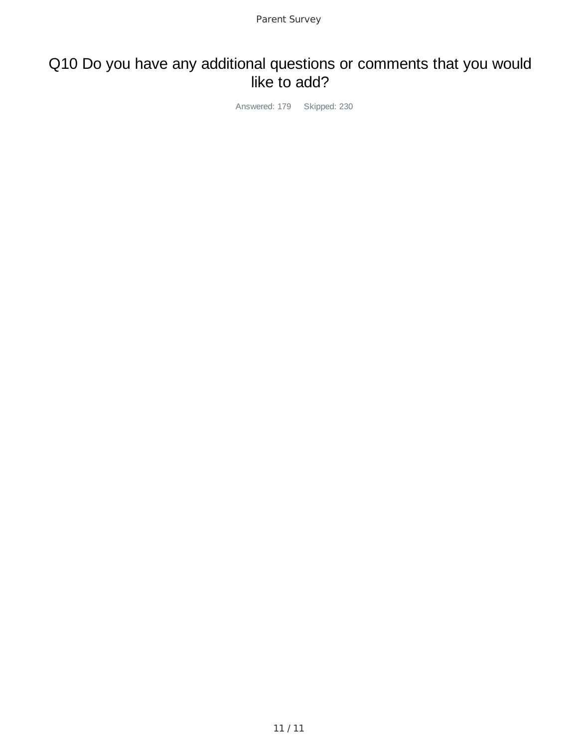# Q10 Do you have any additional questions or comments that you would like to add?

Answered: 179 Skipped: 230